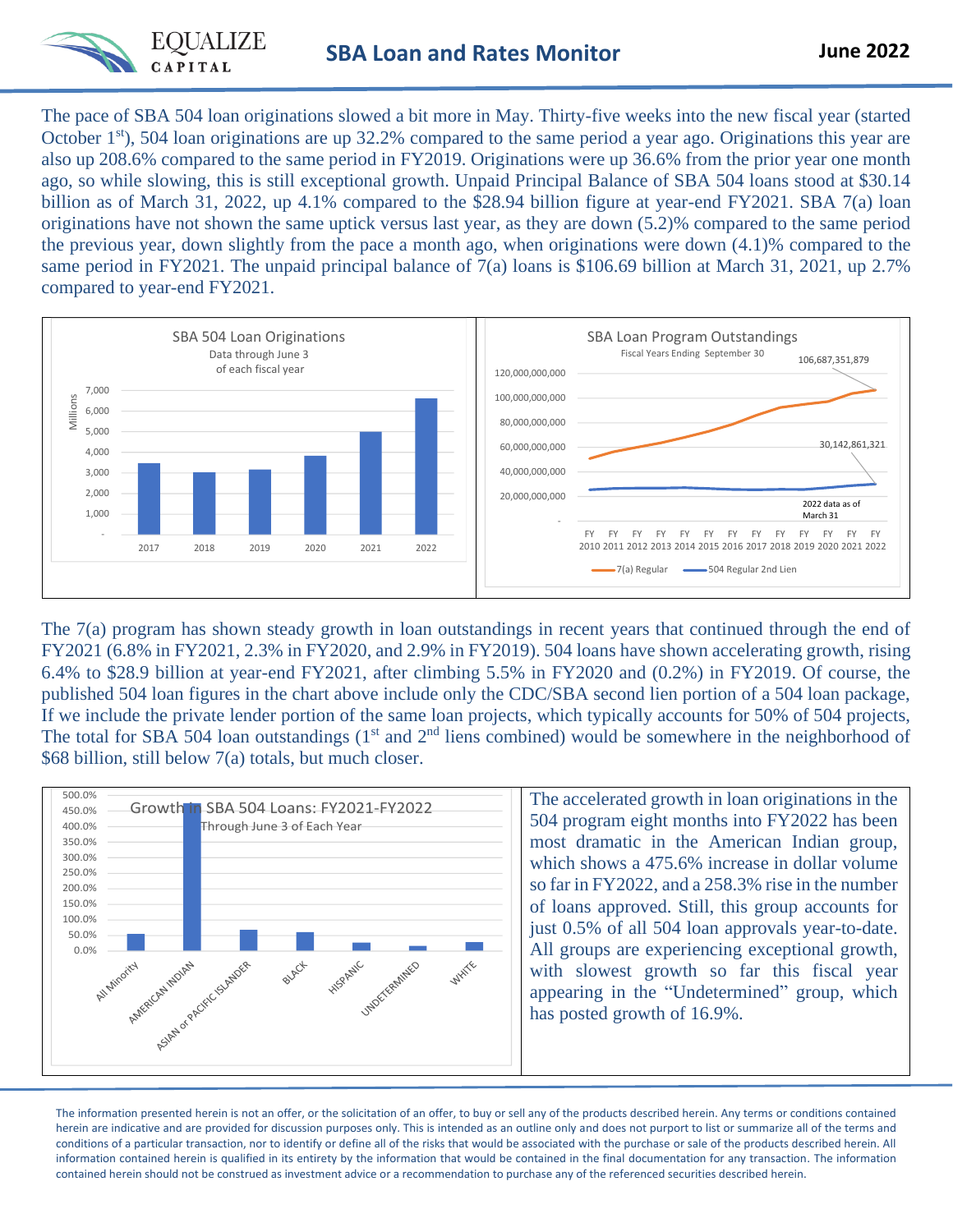# SBA Loan and Rates Monitor

**June 2022**

The pace of SBA 504 loan originations slowed a bit more in May. Thirty-five weeks into the new fiscal year (started October 1st), 504 loan originations are up 32.2% compared to the same period a year ago. Originations this year are also up 208.6% compared to the same period in FY2019. Originations were up 36.6% from the prior year one month ago, so while slowing, this is still exceptional growth. Unpaid Principal Balance of SBA 504 loans stood at $30.14 billion as of March 31, 2022, up 4.1% compared to the $28.94 billion figure at year-end FY2021. SBA 7(a) loan originations have not shown the same uptick versus last year, as they are down (5.2)% compared to the same period the previous year, down slightly from the pace a month ago, when originations were down (4.1)% compared to the same period in FY2021. The unpaid principal balance of 7(a) loans is $106.69 billion at March 31, 2021, up 2.7% compared to year-end FY2021.

**SBA 504 Loan Originations**
Data through June 3 of each fiscal year (Millions)

| Year | Originations (Millions, approx.) |
|---|---|
| 2017 | ~3,450 |
| 2018 | ~3,000 |
| 2019 | ~3,150 |
| 2020 | ~3,800 |
| 2021 | ~5,000 |
| 2022 | ~6,600 |

**SBA Loan Program Outstandings**
Fiscal Years Ending September 30

Series: 7(a) Regular; 504 Regular 2nd Lien. Years FY 2010 – FY 2022. Labeled values: 7(a) Regular 106,687,351,879; 504 Regular 2nd Lien 30,142,861,321. 2022 data as of March 31.

The 7(a) program has shown steady growth in loan outstandings in recent years that continued through the end of FY2021 (6.8% in FY2021, 2.3% in FY2020, and 2.9% in FY2019). 504 loans have shown accelerating growth, rising 6.4% to $28.9 billion at year-end FY2021, after climbing 5.5% in FY2020 and (0.2%) in FY2019. Of course, the published 504 loan figures in the chart above include only the CDC/SBA second lien portion of a 504 loan package, If we include the private lender portion of the same loan projects, which typically accounts for 50% of 504 projects, The total for SBA 504 loan outstandings (1st and 2nd liens combined) would be somewhere in the neighborhood of $68 billion, still below 7(a) totals, but much closer.

**Growth in SBA 504 Loans: FY2021-FY2022**
Through June 3 of Each Year

| Group | Growth (approx.) |
|---|---|
| All Minority | ~55% |
| AMERICAN INDIAN | 475.6% |
| ASIAN or PACIFIC ISLANDER | ~68% |
| BLACK | ~60% |
| HISPANIC | ~25% |
| UNDETERMINED | 16.9% |
| WHITE | ~27% |

The accelerated growth in loan originations in the 504 program eight months into FY2022 has been most dramatic in the American Indian group, which shows a 475.6% increase in dollar volume so far in FY2022, and a 258.3% rise in the number of loans approved. Still, this group accounts for just 0.5% of all 504 loan approvals year-to-date. All groups are experiencing exceptional growth, with slowest growth so far this fiscal year appearing in the "Undetermined" group, which has posted growth of 16.9%.

The information presented herein is not an offer, or the solicitation of an offer, to buy or sell any of the products described herein. Any terms or conditions contained herein are indicative and are provided for discussion purposes only. This is intended as an outline only and does not purport to list or summarize all of the terms and conditions of a particular transaction, nor to identify or define all of the risks that would be associated with the purchase or sale of the products described herein. All information contained herein is qualified in its entirety by the information that would be contained in the final documentation for any transaction. The information contained herein should not be construed as investment advice or a recommendation to purchase any of the referenced securities described herein.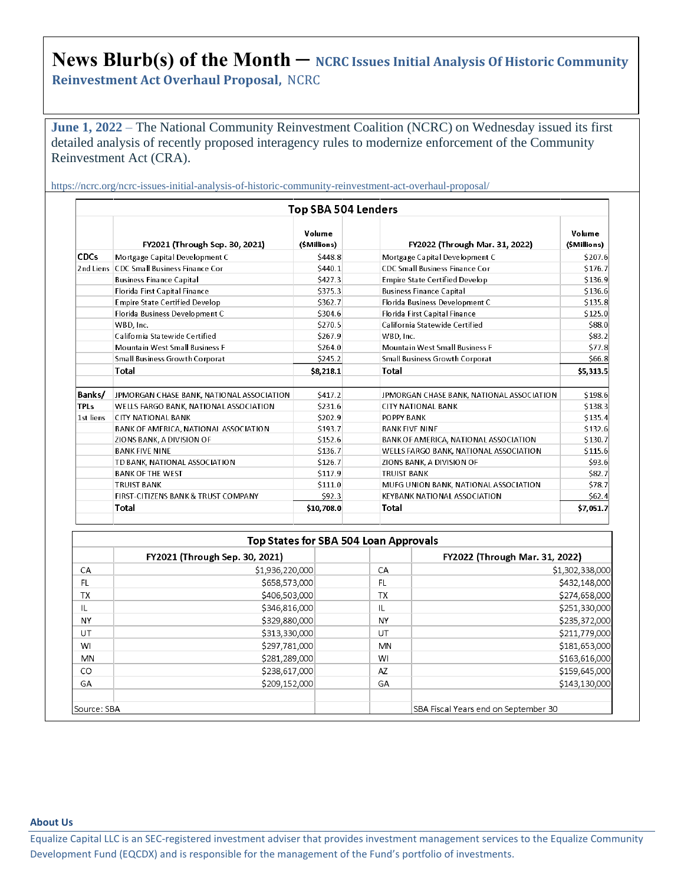# News Blurb(s) of the Month – NCRC Issues Initial Analysis Of Historic Community Reinvestment Act Overhaul Proposal, NCRC

**June 1, 2022** – The National Community Reinvestment Coalition (NCRC) on Wednesday issued its first detailed analysis of recently proposed interagency rules to modernize enforcement of the Community Reinvestment Act (CRA).

https://ncrc.org/ncrc-issues-initial-analysis-of-historic-community-reinvestment-act-overhaul-proposal/

**Top SBA 504 Lenders**

| | FY2021 (Through Sep. 30, 2021) | Volume ($Millions) | | FY2022 (Through Mar. 31, 2022) | Volume ($Millions) |
|---|---|---|---|---|---|
| CDCs | Mortgage Capital Development C | $448.8 | | Mortgage Capital Development C | $207.6 |
| 2nd Liens | CDC Small Business Finance Cor | $440.1 | | CDC Small Business Finance Cor | $176.7 |
| | Business Finance Capital | $427.3 | | Empire State Certified Develop | $136.9 |
| | Florida First Capital Finance | $375.3 | | Business Finance Capital | $136.6 |
| | Empire State Certified Develop | $362.7 | | Florida Business Development C | $135.8 |
| | Florida Business Development C | $304.6 | | Florida First Capital Finance | $125.0 |
| | WBD, Inc. | $270.5 | | California Statewide Certified | $88.0 |
| | California Statewide Certified | $267.9 | | WBD, Inc. | $83.2 |
| | Mountain West Small Business F | $264.0 | | Mountain West Small Business F | $77.8 |
| | Small Business Growth Corporat | $245.2 | | Small Business Growth Corporat | $66.8 |
| | **Total** | **$8,218.1** | | **Total** | **$5,313.5** |
| | | | | | |
| Banks/ | JPMORGAN CHASE BANK, NATIONAL ASSOCIATION | $417.2 | | JPMORGAN CHASE BANK, NATIONAL ASSOCIATION | $198.6 |
| TPLs | WELLS FARGO BANK, NATIONAL ASSOCIATION | $231.6 | | CITY NATIONAL BANK | $138.3 |
| 1st liens | CITY NATIONAL BANK | $202.9 | | POPPY BANK | $135.4 |
| | BANK OF AMERICA, NATIONAL ASSOCIATION | $193.7 | | BANK FIVE NINE | $132.6 |
| | ZIONS BANK, A DIVISION OF | $152.6 | | BANK OF AMERICA, NATIONAL ASSOCIATION | $130.7 |
| | BANK FIVE NINE | $136.7 | | WELLS FARGO BANK, NATIONAL ASSOCIATION | $115.6 |
| | TD BANK, NATIONAL ASSOCIATION | $126.7 | | ZIONS BANK, A DIVISION OF | $93.6 |
| | BANK OF THE WEST | $117.9 | | TRUIST BANK | $82.7 |
| | TRUIST BANK | $111.0 | | MUFG UNION BANK, NATIONAL ASSOCIATION | $78.7 |
| | FIRST-CITIZENS BANK & TRUST COMPANY | $92.3 | | KEYBANK NATIONAL ASSOCIATION | $62.4 |
| | **Total** | **$10,708.0** | | **Total** | **$7,051.7** |

**Top States for SBA 504 Loan Approvals**

| | FY2021 (Through Sep. 30, 2021) | | | FY2022 (Through Mar. 31, 2022) |
|---|---|---|---|---|
| CA | $1,936,220,000 | | CA | $1,302,338,000 |
| FL | $658,573,000 | | FL | $432,148,000 |
| TX | $406,503,000 | | TX | $274,658,000 |
| IL | $346,816,000 | | IL | $251,330,000 |
| NY | $329,880,000 | | NY | $235,372,000 |
| UT | $313,330,000 | | UT | $211,779,000 |
| WI | $297,781,000 | | MN | $181,653,000 |
| MN | $281,289,000 | | WI | $163,616,000 |
| CO | $238,617,000 | | AZ | $159,645,000 |
| GA | $209,152,000 | | GA | $143,130,000 |
| | | | | |
| Source: SBA | | | | SBA Fiscal Years end on September 30 |

**About Us**

Equalize Capital LLC is an SEC-registered investment adviser that provides investment management services to the Equalize Community Development Fund (EQCDX) and is responsible for the management of the Fund's portfolio of investments.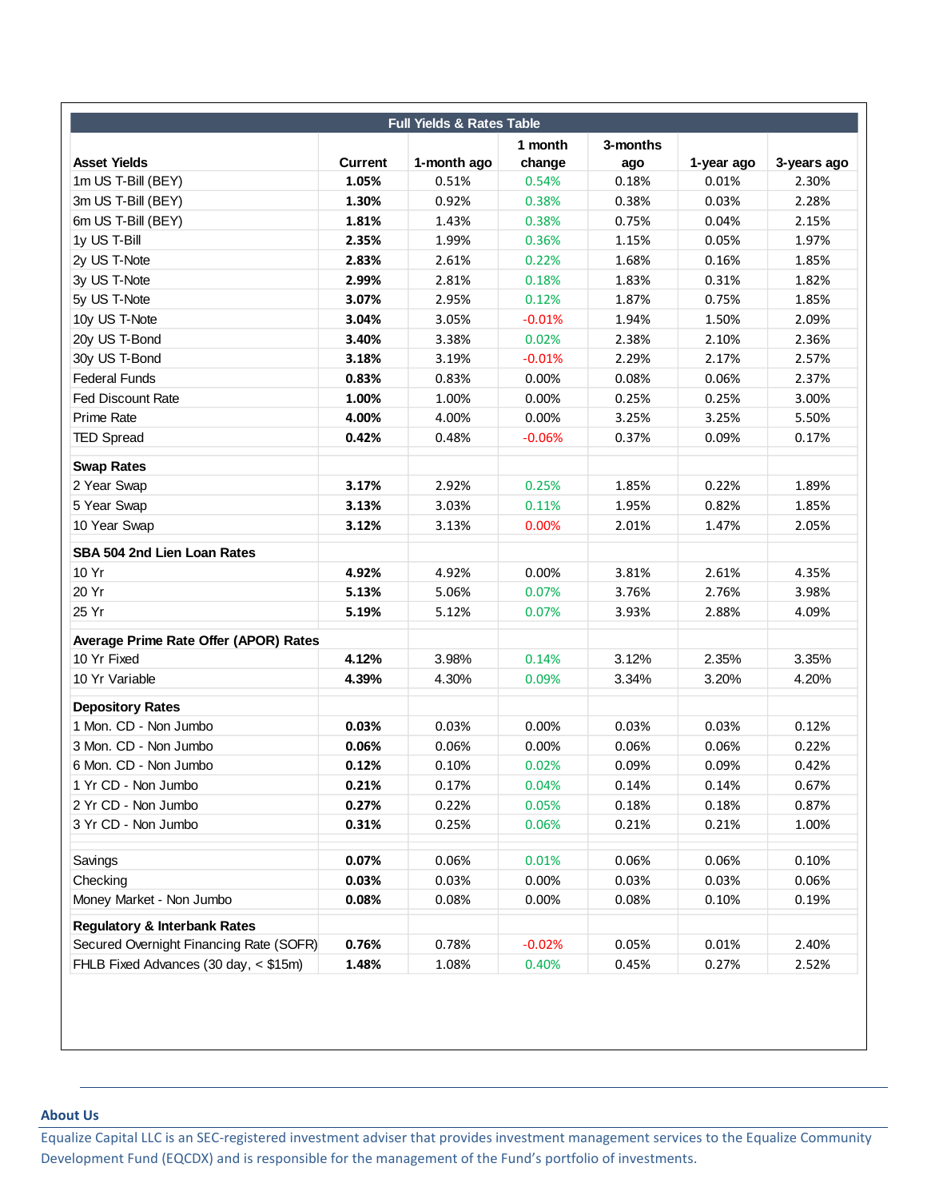| Full Yields & Rates Table | | | | | | |
|---|---|---|---|---|---|---|
| **Asset Yields** | **Current** | **1-month ago** | **1 month change** | **3-months ago** | **1-year ago** | **3-years ago** |
| 1m US T-Bill (BEY) | **1.05%** | 0.51% | 0.54% | 0.18% | 0.01% | 2.30% |
| 3m US T-Bill (BEY) | **1.30%** | 0.92% | 0.38% | 0.38% | 0.03% | 2.28% |
| 6m US T-Bill (BEY) | **1.81%** | 1.43% | 0.38% | 0.75% | 0.04% | 2.15% |
| 1y US T-Bill | **2.35%** | 1.99% | 0.36% | 1.15% | 0.05% | 1.97% |
| 2y US T-Note | **2.83%** | 2.61% | 0.22% | 1.68% | 0.16% | 1.85% |
| 3y US T-Note | **2.99%** | 2.81% | 0.18% | 1.83% | 0.31% | 1.82% |
| 5y US T-Note | **3.07%** | 2.95% | 0.12% | 1.87% | 0.75% | 1.85% |
| 10y US T-Note | **3.04%** | 3.05% | -0.01% | 1.94% | 1.50% | 2.09% |
| 20y US T-Bond | **3.40%** | 3.38% | 0.02% | 2.38% | 2.10% | 2.36% |
| 30y US T-Bond | **3.18%** | 3.19% | -0.01% | 2.29% | 2.17% | 2.57% |
| Federal Funds | **0.83%** | 0.83% | 0.00% | 0.08% | 0.06% | 2.37% |
| Fed Discount Rate | **1.00%** | 1.00% | 0.00% | 0.25% | 0.25% | 3.00% |
| Prime Rate | **4.00%** | 4.00% | 0.00% | 3.25% | 3.25% | 5.50% |
| TED Spread | **0.42%** | 0.48% | -0.06% | 0.37% | 0.09% | 0.17% |
| **Swap Rates** | | | | | | |
| 2 Year Swap | **3.17%** | 2.92% | 0.25% | 1.85% | 0.22% | 1.89% |
| 5 Year Swap | **3.13%** | 3.03% | 0.11% | 1.95% | 0.82% | 1.85% |
| 10 Year Swap | **3.12%** | 3.13% | 0.00% | 2.01% | 1.47% | 2.05% |
| **SBA 504 2nd Lien Loan Rates** | | | | | | |
| 10 Yr | **4.92%** | 4.92% | 0.00% | 3.81% | 2.61% | 4.35% |
| 20 Yr | **5.13%** | 5.06% | 0.07% | 3.76% | 2.76% | 3.98% |
| 25 Yr | **5.19%** | 5.12% | 0.07% | 3.93% | 2.88% | 4.09% |
| **Average Prime Rate Offer (APOR) Rates** | | | | | | |
| 10 Yr Fixed | **4.12%** | 3.98% | 0.14% | 3.12% | 2.35% | 3.35% |
| 10 Yr Variable | **4.39%** | 4.30% | 0.09% | 3.34% | 3.20% | 4.20% |
| **Depository Rates** | | | | | | |
| 1 Mon. CD - Non Jumbo | **0.03%** | 0.03% | 0.00% | 0.03% | 0.03% | 0.12% |
| 3 Mon. CD - Non Jumbo | **0.06%** | 0.06% | 0.00% | 0.06% | 0.06% | 0.22% |
| 6 Mon. CD - Non Jumbo | **0.12%** | 0.10% | 0.02% | 0.09% | 0.09% | 0.42% |
| 1 Yr CD - Non Jumbo | **0.21%** | 0.17% | 0.04% | 0.14% | 0.14% | 0.67% |
| 2 Yr CD - Non Jumbo | **0.27%** | 0.22% | 0.05% | 0.18% | 0.18% | 0.87% |
| 3 Yr CD - Non Jumbo | **0.31%** | 0.25% | 0.06% | 0.21% | 0.21% | 1.00% |
| Savings | **0.07%** | 0.06% | 0.01% | 0.06% | 0.06% | 0.10% |
| Checking | **0.03%** | 0.03% | 0.00% | 0.03% | 0.03% | 0.06% |
| Money Market - Non Jumbo | **0.08%** | 0.08% | 0.00% | 0.08% | 0.10% | 0.19% |
| **Regulatory & Interbank Rates** | | | | | | |
| Secured Overnight Financing Rate (SOFR) | **0.76%** | 0.78% | -0.02% | 0.05% | 0.01% | 2.40% |
| FHLB Fixed Advances (30 day, < $15m) | **1.48%** | 1.08% | 0.40% | 0.45% | 0.27% | 2.52% |

## About Us

Equalize Capital LLC is an SEC-registered investment adviser that provides investment management services to the Equalize Community Development Fund (EQCDX) and is responsible for the management of the Fund's portfolio of investments.